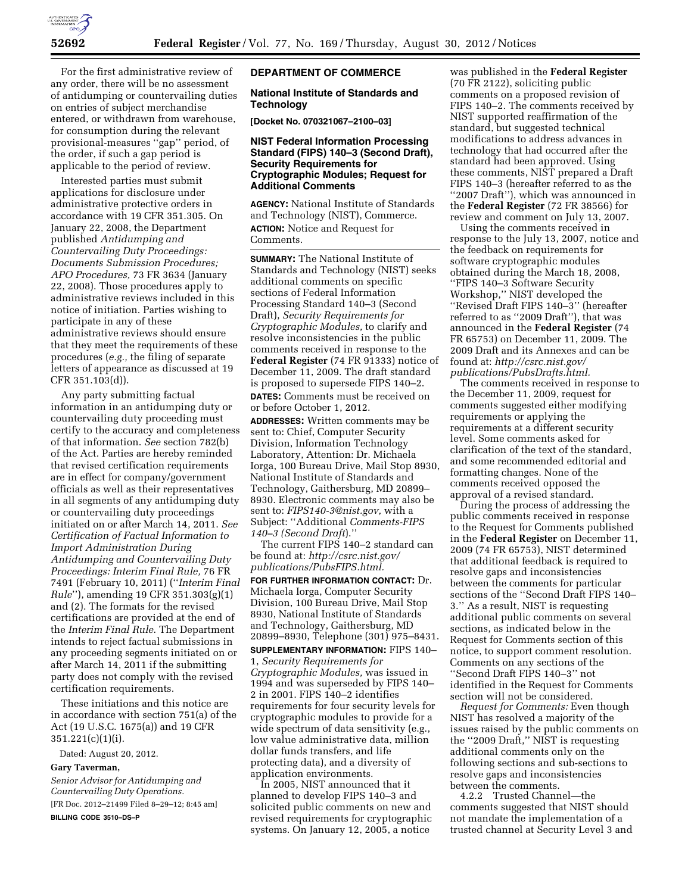For the first administrative review of any order, there will be no assessment of antidumping or countervailing duties on entries of subject merchandise entered, or withdrawn from warehouse, for consumption during the relevant provisional-measures ''gap'' period, of the order, if such a gap period is applicable to the period of review.

Interested parties must submit applications for disclosure under administrative protective orders in accordance with 19 CFR 351.305. On January 22, 2008, the Department published *Antidumping and Countervailing Duty Proceedings: Documents Submission Procedures; APO Procedures,* 73 FR 3634 (January 22, 2008). Those procedures apply to administrative reviews included in this notice of initiation. Parties wishing to participate in any of these administrative reviews should ensure that they meet the requirements of these procedures (*e.g.,* the filing of separate letters of appearance as discussed at 19 CFR 351.103(d)).

Any party submitting factual information in an antidumping duty or countervailing duty proceeding must certify to the accuracy and completeness of that information. *See* section 782(b) of the Act. Parties are hereby reminded that revised certification requirements are in effect for company/government officials as well as their representatives in all segments of any antidumping duty or countervailing duty proceedings initiated on or after March 14, 2011. *See Certification of Factual Information to Import Administration During Antidumping and Countervailing Duty Proceedings: Interim Final Rule,* 76 FR 7491 (February 10, 2011) (''*Interim Final Rule*''), amending 19 CFR 351.303(g)(1) and (2). The formats for the revised certifications are provided at the end of the *Interim Final Rule*. The Department intends to reject factual submissions in any proceeding segments initiated on or after March 14, 2011 if the submitting party does not comply with the revised certification requirements.

These initiations and this notice are in accordance with section 751(a) of the Act (19 U.S.C. 1675(a)) and 19 CFR 351.221(c)(1)(i).

Dated: August 20, 2012.

**Gary Taverman,**

*Senior Advisor for Antidumping and Countervailing Duty Operations.*

[FR Doc. 2012–21499 Filed 8–29–12; 8:45 am]

**BILLING CODE 3510–DS–P**

## DEPARTMENT OF COMMERCE

### National Institute of Standards and Technology

**[Docket No. 070321067–2100–03]**

### NIST Federal Information Processing Standard (FIPS) 140–3 (Second Draft), Security Requirements for Cryptographic Modules; Request for Additional Comments

**AGENCY:** National Institute of Standards and Technology (NIST), Commerce.

**ACTION:** Notice and Request for Comments.

**SUMMARY:** The National Institute of Standards and Technology (NIST) seeks additional comments on specific sections of Federal Information Processing Standard 140–3 (Second Draft), *Security Requirements for Cryptographic Modules,* to clarify and resolve inconsistencies in the public comments received in response to the **Federal Register** (74 FR 91333) notice of December 11, 2009. The draft standard is proposed to supersede FIPS 140–2.

**DATES:** Comments must be received on or before October 1, 2012.

**ADDRESSES:** Written comments may be sent to: Chief, Computer Security Division, Information Technology Laboratory, Attention: Dr. Michaela Iorga, 100 Bureau Drive, Mail Stop 8930, National Institute of Standards and Technology, Gaithersburg, MD 20899–8930. Electronic comments may also be sent to: *FIPS140-3@nist.gov,* with a Subject: ''Additional *Comments-FIPS 140–3 (Second Draft*).''

The current FIPS 140–2 standard can be found at: *http://csrc.nist.gov/publications/PubsFIPS.html.*

**FOR FURTHER INFORMATION CONTACT:** Dr. Michaela Iorga, Computer Security Division, 100 Bureau Drive, Mail Stop 8930, National Institute of Standards and Technology, Gaithersburg, MD 20899–8930, Telephone (301) 975–8431.

**SUPPLEMENTARY INFORMATION:** FIPS 140–1, *Security Requirements for Cryptographic Modules,* was issued in 1994 and was superseded by FIPS 140–2 in 2001. FIPS 140–2 identifies requirements for four security levels for cryptographic modules to provide for a wide spectrum of data sensitivity (e.g., low value administrative data, million dollar funds transfers, and life protecting data), and a diversity of application environments.

In 2005, NIST announced that it planned to develop FIPS 140–3 and solicited public comments on new and revised requirements for cryptographic systems. On January 12, 2005, a notice was published in the **Federal Register** (70 FR 2122), soliciting public comments on a proposed revision of FIPS 140–2. The comments received by NIST supported reaffirmation of the standard, but suggested technical modifications to address advances in technology that had occurred after the standard had been approved. Using these comments, NIST prepared a Draft FIPS 140–3 (hereafter referred to as the ''2007 Draft''), which was announced in the **Federal Register** (72 FR 38566) for review and comment on July 13, 2007.

Using the comments received in response to the July 13, 2007, notice and the feedback on requirements for software cryptographic modules obtained during the March 18, 2008, ''FIPS 140–3 Software Security Workshop,'' NIST developed the ''Revised Draft FIPS 140–3'' (hereafter referred to as ''2009 Draft''), that was announced in the **Federal Register** (74 FR 65753) on December 11, 2009. The 2009 Draft and its Annexes and can be found at: *http://csrc.nist.gov/publications/PubsDrafts.html.*

The comments received in response to the December 11, 2009, request for comments suggested either modifying requirements or applying the requirements at a different security level. Some comments asked for clarification of the text of the standard, and some recommended editorial and formatting changes. None of the comments received opposed the approval of a revised standard.

During the process of addressing the public comments received in response to the Request for Comments published in the **Federal Register** on December 11, 2009 (74 FR 65753), NIST determined that additional feedback is required to resolve gaps and inconsistencies between the comments for particular sections of the ''Second Draft FIPS 140–3.'' As a result, NIST is requesting additional public comments on several sections, as indicated below in the Request for Comments section of this notice, to support comment resolution. Comments on any sections of the ''Second Draft FIPS 140–3'' not identified in the Request for Comments section will not be considered.

*Request for Comments:* Even though NIST has resolved a majority of the issues raised by the public comments on the ''2009 Draft,'' NIST is requesting additional comments only on the following sections and sub-sections to resolve gaps and inconsistencies between the comments.

4.2.2 Trusted Channel—the comments suggested that NIST should not mandate the implementation of a trusted channel at Security Level 3 and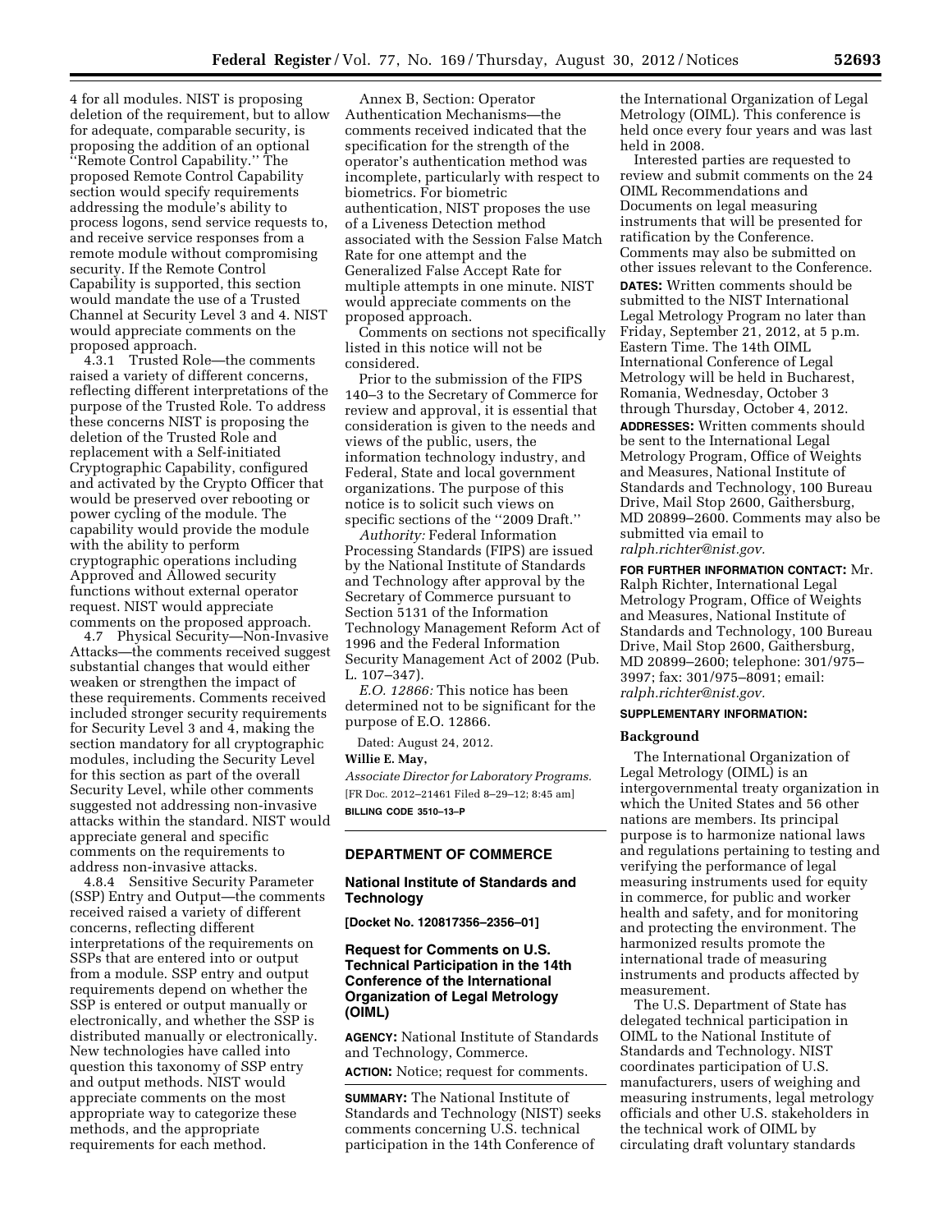4 for all modules. NIST is proposing deletion of the requirement, but to allow for adequate, comparable security, is proposing the addition of an optional ''Remote Control Capability.'' The proposed Remote Control Capability section would specify requirements addressing the module's ability to process logons, send service requests to, and receive service responses from a remote module without compromising security. If the Remote Control Capability is supported, this section would mandate the use of a Trusted Channel at Security Level 3 and 4. NIST would appreciate comments on the proposed approach.

4.3.1 Trusted Role—the comments raised a variety of different concerns, reflecting different interpretations of the purpose of the Trusted Role. To address these concerns NIST is proposing the deletion of the Trusted Role and replacement with a Self-initiated Cryptographic Capability, configured and activated by the Crypto Officer that would be preserved over rebooting or power cycling of the module. The capability would provide the module with the ability to perform cryptographic operations including Approved and Allowed security functions without external operator request. NIST would appreciate comments on the proposed approach.

4.7 Physical Security—Non-Invasive Attacks—the comments received suggest substantial changes that would either weaken or strengthen the impact of these requirements. Comments received included stronger security requirements for Security Level 3 and 4, making the section mandatory for all cryptographic modules, including the Security Level for this section as part of the overall Security Level, while other comments suggested not addressing non-invasive attacks within the standard. NIST would appreciate general and specific comments on the requirements to address non-invasive attacks.

4.8.4 Sensitive Security Parameter (SSP) Entry and Output—the comments received raised a variety of different concerns, reflecting different interpretations of the requirements on SSPs that are entered into or output from a module. SSP entry and output requirements depend on whether the SSP is entered or output manually or electronically, and whether the SSP is distributed manually or electronically. New technologies have called into question this taxonomy of SSP entry and output methods. NIST would appreciate comments on the most appropriate way to categorize these methods, and the appropriate requirements for each method.

Annex B, Section: Operator Authentication Mechanisms—the comments received indicated that the specification for the strength of the operator's authentication method was incomplete, particularly with respect to biometrics. For biometric authentication, NIST proposes the use of a Liveness Detection method associated with the Session False Match Rate for one attempt and the Generalized False Accept Rate for multiple attempts in one minute. NIST would appreciate comments on the proposed approach.

Comments on sections not specifically listed in this notice will not be considered.

Prior to the submission of the FIPS 140–3 to the Secretary of Commerce for review and approval, it is essential that consideration is given to the needs and views of the public, users, the information technology industry, and Federal, State and local government organizations. The purpose of this notice is to solicit such views on specific sections of the ''2009 Draft.''

*Authority:* Federal Information Processing Standards (FIPS) are issued by the National Institute of Standards and Technology after approval by the Secretary of Commerce pursuant to Section 5131 of the Information Technology Management Reform Act of 1996 and the Federal Information Security Management Act of 2002 (Pub. L. 107–347).

*E.O. 12866:* This notice has been determined not to be significant for the purpose of E.O. 12866.

Dated: August 24, 2012.

**Willie E. May,**

*Associate Director for Laboratory Programs.*

[FR Doc. 2012–21461 Filed 8–29–12; 8:45 am]

**BILLING CODE 3510–13–P**

## DEPARTMENT OF COMMERCE

### National Institute of Standards and Technology

**[Docket No. 120817356–2356–01]**

### Request for Comments on U.S. Technical Participation in the 14th Conference of the International Organization of Legal Metrology (OIML)

**AGENCY:** National Institute of Standards and Technology, Commerce.

**ACTION:** Notice; request for comments.

**SUMMARY:** The National Institute of Standards and Technology (NIST) seeks comments concerning U.S. technical participation in the 14th Conference of the International Organization of Legal Metrology (OIML). This conference is held once every four years and was last held in 2008.

Interested parties are requested to review and submit comments on the 24 OIML Recommendations and Documents on legal measuring instruments that will be presented for ratification by the Conference. Comments may also be submitted on other issues relevant to the Conference.

**DATES:** Written comments should be submitted to the NIST International Legal Metrology Program no later than Friday, September 21, 2012, at 5 p.m. Eastern Time. The 14th OIML International Conference of Legal Metrology will be held in Bucharest, Romania, Wednesday, October 3 through Thursday, October 4, 2012.

**ADDRESSES:** Written comments should be sent to the International Legal Metrology Program, Office of Weights and Measures, National Institute of Standards and Technology, 100 Bureau Drive, Mail Stop 2600, Gaithersburg, MD 20899–2600. Comments may also be submitted via email to *ralph.richter@nist.gov.*

**FOR FURTHER INFORMATION CONTACT:** Mr. Ralph Richter, International Legal Metrology Program, Office of Weights and Measures, National Institute of Standards and Technology, 100 Bureau Drive, Mail Stop 2600, Gaithersburg, MD 20899–2600; telephone: 301/975–3997; fax: 301/975–8091; email: *ralph.richter@nist.gov.*

**SUPPLEMENTARY INFORMATION:**

#### Background

The International Organization of Legal Metrology (OIML) is an intergovernmental treaty organization in which the United States and 56 other nations are members. Its principal purpose is to harmonize national laws and regulations pertaining to testing and verifying the performance of legal measuring instruments used for equity in commerce, for public and worker health and safety, and for monitoring and protecting the environment. The harmonized results promote the international trade of measuring instruments and products affected by measurement.

The U.S. Department of State has delegated technical participation in OIML to the National Institute of Standards and Technology. NIST coordinates participation of U.S. manufacturers, users of weighing and measuring instruments, legal metrology officials and other U.S. stakeholders in the technical work of OIML by circulating draft voluntary standards